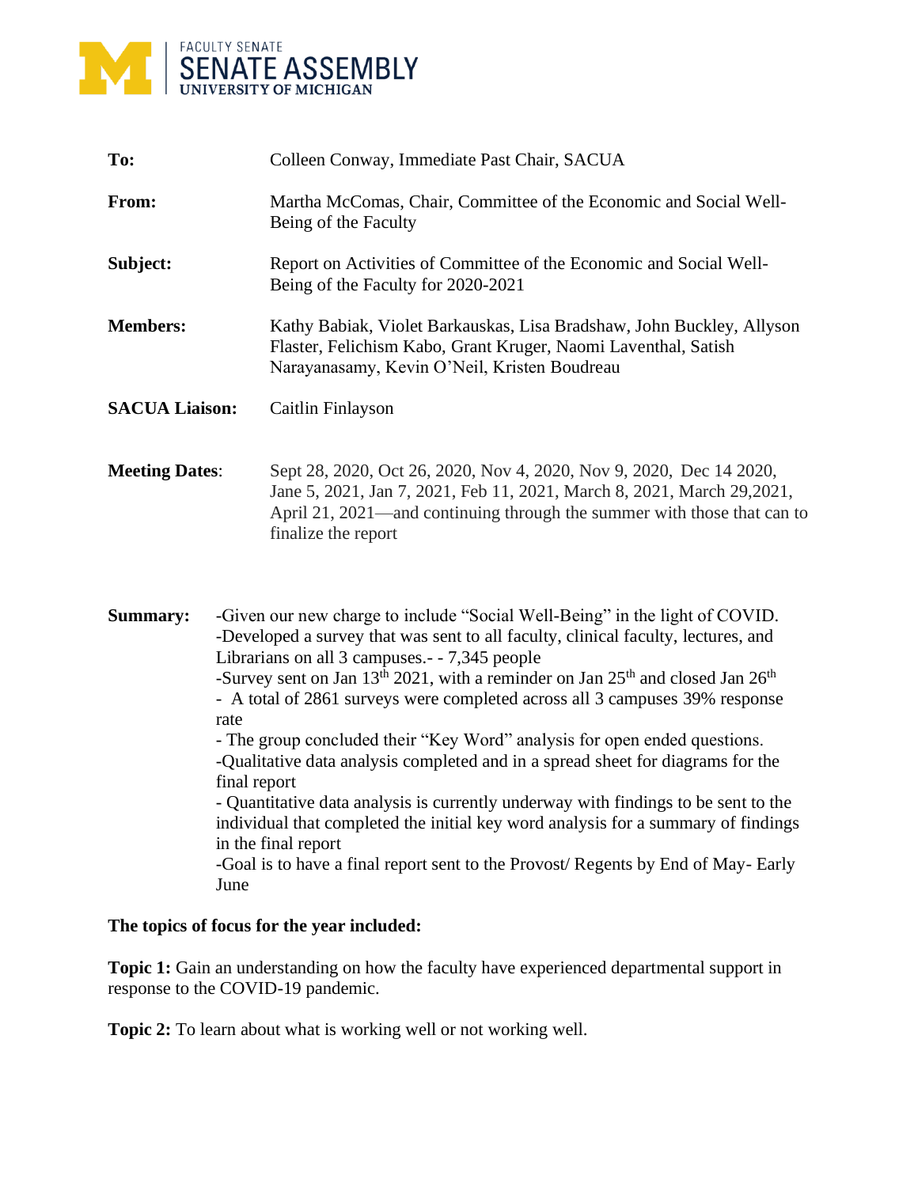FACULTY SENATE
**SENATE ASSEMBLY**
UNIVERSITY OF MICHIGAN

| | |
|---|---|
| **To:** | Colleen Conway, Immediate Past Chair, SACUA |
| **From:** | Martha McComas, Chair, Committee of the Economic and Social Well-Being of the Faculty |
| **Subject:** | Report on Activities of Committee of the Economic and Social Well-Being of the Faculty for 2020-2021 |
| **Members:** | Kathy Babiak, Violet Barkauskas, Lisa Bradshaw, John Buckley, Allyson Flaster, Felichism Kabo, Grant Kruger, Naomi Laventhal, Satish Narayanasamy, Kevin O'Neil, Kristen Boudreau |
| **SACUA Liaison:** | Caitlin Finlayson |
| **Meeting Dates**: | Sept 28, 2020, Oct 26, 2020, Nov 4, 2020, Nov 9, 2020, Dec 14 2020, Jane 5, 2021, Jan 7, 2021, Feb 11, 2021, March 8, 2021, March 29,2021, April 21, 2021—and continuing through the summer with those that can to finalize the report |

**Summary:**

-Given our new charge to include "Social Well-Being" in the light of COVID.
-Developed a survey that was sent to all faculty, clinical faculty, lectures, and Librarians on all 3 campuses.- - 7,345 people
-Survey sent on Jan 13th 2021, with a reminder on Jan 25th and closed Jan 26th
- A total of 2861 surveys were completed across all 3 campuses 39% response rate
- The group concluded their "Key Word" analysis for open ended questions.
-Qualitative data analysis completed and in a spread sheet for diagrams for the final report
- Quantitative data analysis is currently underway with findings to be sent to the individual that completed the initial key word analysis for a summary of findings in the final report
-Goal is to have a final report sent to the Provost/ Regents by End of May- Early June

**The topics of focus for the year included:**

**Topic 1:** Gain an understanding on how the faculty have experienced departmental support in response to the COVID-19 pandemic.

**Topic 2:** To learn about what is working well or not working well.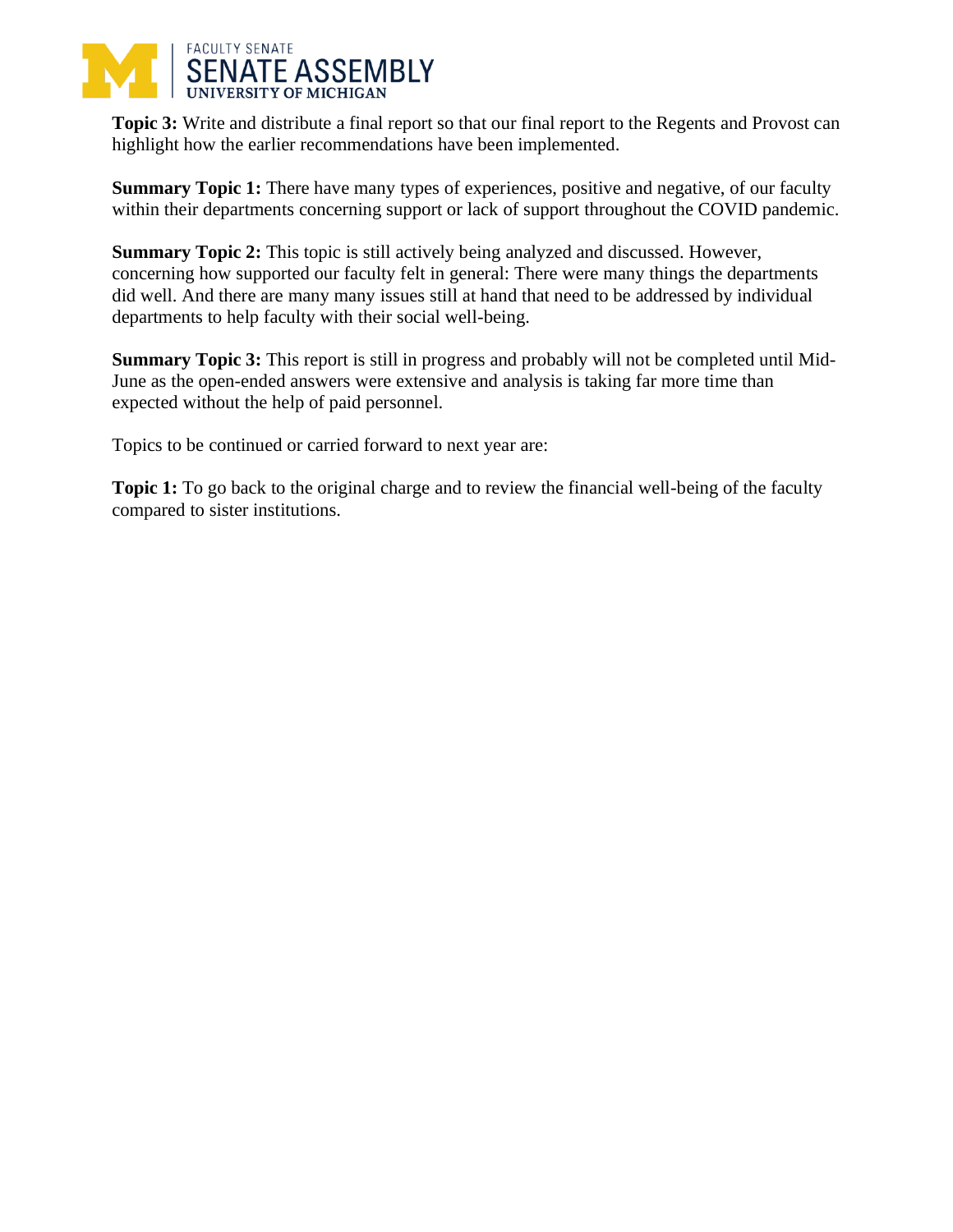**Topic 3:** Write and distribute a final report so that our final report to the Regents and Provost can highlight how the earlier recommendations have been implemented.

**Summary Topic 1:** There have many types of experiences, positive and negative, of our faculty within their departments concerning support or lack of support throughout the COVID pandemic.

**Summary Topic 2:** This topic is still actively being analyzed and discussed. However, concerning how supported our faculty felt in general: There were many things the departments did well. And there are many many issues still at hand that need to be addressed by individual departments to help faculty with their social well-being.

**Summary Topic 3:** This report is still in progress and probably will not be completed until Mid-June as the open-ended answers were extensive and analysis is taking far more time than expected without the help of paid personnel.

Topics to be continued or carried forward to next year are:

**Topic 1:** To go back to the original charge and to review the financial well-being of the faculty compared to sister institutions.